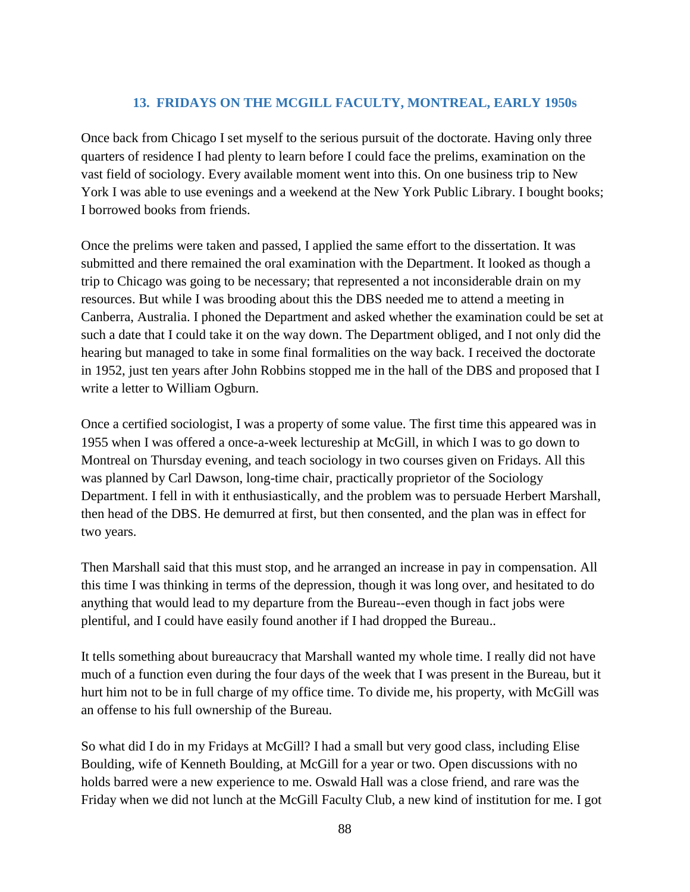## 13. FRIDAYS ON THE MCGILL FACULTY, MONTREAL, EARLY 1950s

Once back from Chicago I set myself to the serious pursuit of the doctorate. Having only three quarters of residence I had plenty to learn before I could face the prelims, examination on the vast field of sociology. Every available moment went into this. On one business trip to New York I was able to use evenings and a weekend at the New York Public Library. I bought books; I borrowed books from friends.

Once the prelims were taken and passed, I applied the same effort to the dissertation. It was submitted and there remained the oral examination with the Department. It looked as though a trip to Chicago was going to be necessary; that represented a not inconsiderable drain on my resources. But while I was brooding about this the DBS needed me to attend a meeting in Canberra, Australia. I phoned the Department and asked whether the examination could be set at such a date that I could take it on the way down. The Department obliged, and I not only did the hearing but managed to take in some final formalities on the way back. I received the doctorate in 1952, just ten years after John Robbins stopped me in the hall of the DBS and proposed that I write a letter to William Ogburn.

Once a certified sociologist, I was a property of some value. The first time this appeared was in 1955 when I was offered a once-a-week lectureship at McGill, in which I was to go down to Montreal on Thursday evening, and teach sociology in two courses given on Fridays. All this was planned by Carl Dawson, long-time chair, practically proprietor of the Sociology Department. I fell in with it enthusiastically, and the problem was to persuade Herbert Marshall, then head of the DBS. He demurred at first, but then consented, and the plan was in effect for two years.

Then Marshall said that this must stop, and he arranged an increase in pay in compensation. All this time I was thinking in terms of the depression, though it was long over, and hesitated to do anything that would lead to my departure from the Bureau--even though in fact jobs were plentiful, and I could have easily found another if I had dropped the Bureau..

It tells something about bureaucracy that Marshall wanted my whole time. I really did not have much of a function even during the four days of the week that I was present in the Bureau, but it hurt him not to be in full charge of my office time. To divide me, his property, with McGill was an offense to his full ownership of the Bureau.

So what did I do in my Fridays at McGill? I had a small but very good class, including Elise Boulding, wife of Kenneth Boulding, at McGill for a year or two. Open discussions with no holds barred were a new experience to me. Oswald Hall was a close friend, and rare was the Friday when we did not lunch at the McGill Faculty Club, a new kind of institution for me. I got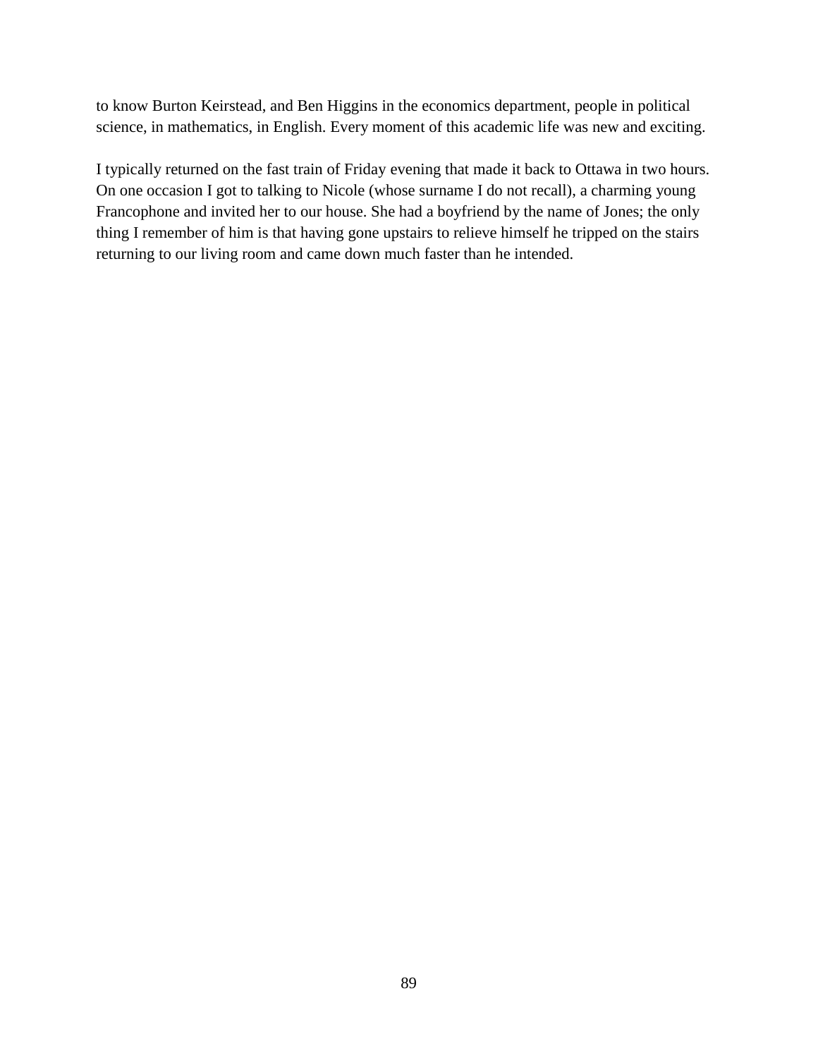to know Burton Keirstead, and Ben Higgins in the economics department, people in political science, in mathematics, in English. Every moment of this academic life was new and exciting.

I typically returned on the fast train of Friday evening that made it back to Ottawa in two hours. On one occasion I got to talking to Nicole (whose surname I do not recall), a charming young Francophone and invited her to our house. She had a boyfriend by the name of Jones; the only thing I remember of him is that having gone upstairs to relieve himself he tripped on the stairs returning to our living room and came down much faster than he intended.